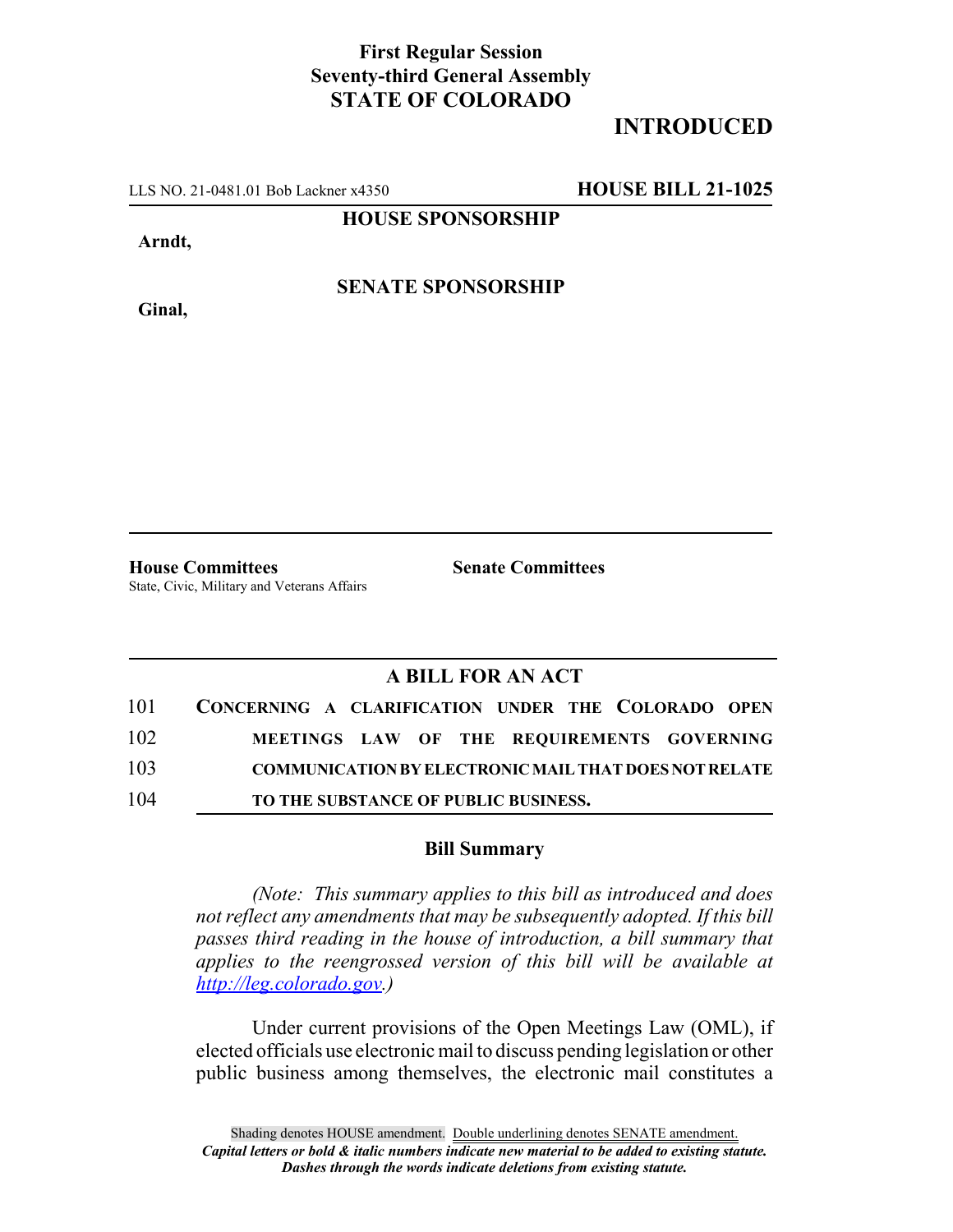**First Regular Session**
**Seventy-third General Assembly**
**STATE OF COLORADO**

**INTRODUCED**

LLS NO. 21-0481.01 Bob Lackner x4350 **HOUSE BILL 21-1025**

**HOUSE SPONSORSHIP**

**Arndt,**

**SENATE SPONSORSHIP**

**Ginal,**

**House Committees**
State, Civic, Military and Veterans Affairs

**Senate Committees**

## A BILL FOR AN ACT

101 **CONCERNING A CLARIFICATION UNDER THE COLORADO OPEN**
102 **MEETINGS LAW OF THE REQUIREMENTS GOVERNING**
103 **COMMUNICATION BY ELECTRONIC MAIL THAT DOES NOT RELATE**
104 **TO THE SUBSTANCE OF PUBLIC BUSINESS.**

### Bill Summary

*(Note: This summary applies to this bill as introduced and does not reflect any amendments that may be subsequently adopted. If this bill passes third reading in the house of introduction, a bill summary that applies to the reengrossed version of this bill will be available at http://leg.colorado.gov.)*

Under current provisions of the Open Meetings Law (OML), if elected officials use electronic mail to discuss pending legislation or other public business among themselves, the electronic mail constitutes a

Shading denotes HOUSE amendment. Double underlining denotes SENATE amendment.
*Capital letters or bold & italic numbers indicate new material to be added to existing statute.*
*Dashes through the words indicate deletions from existing statute.*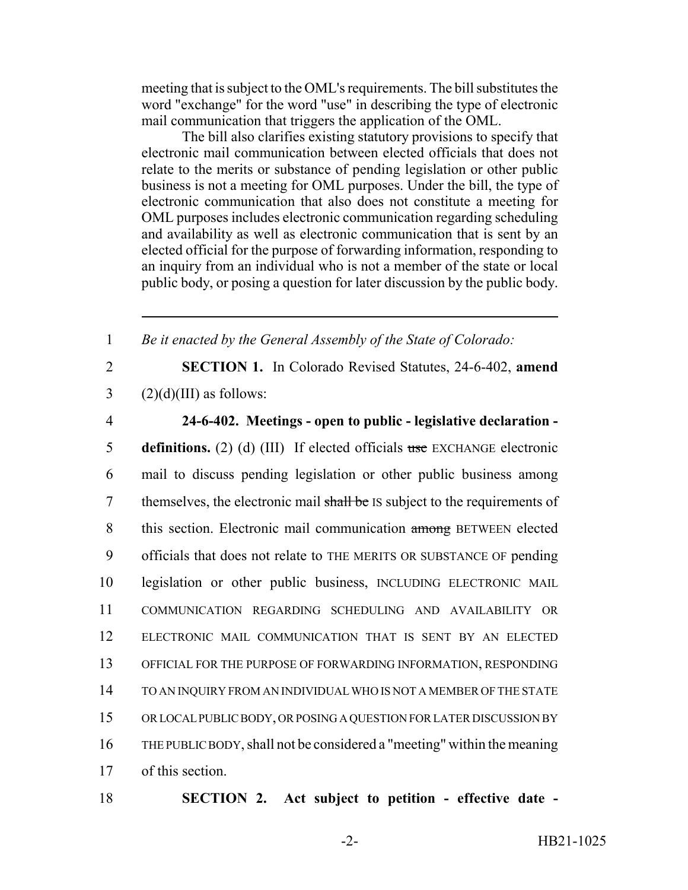meeting that is subject to the OML's requirements. The bill substitutes the word "exchange" for the word "use" in describing the type of electronic mail communication that triggers the application of the OML.

The bill also clarifies existing statutory provisions to specify that electronic mail communication between elected officials that does not relate to the merits or substance of pending legislation or other public business is not a meeting for OML purposes. Under the bill, the type of electronic communication that also does not constitute a meeting for OML purposes includes electronic communication regarding scheduling and availability as well as electronic communication that is sent by an elected official for the purpose of forwarding information, responding to an inquiry from an individual who is not a member of the state or local public body, or posing a question for later discussion by the public body.

---

1 *Be it enacted by the General Assembly of the State of Colorado:*

2 **SECTION 1.** In Colorado Revised Statutes, 24-6-402, **amend**
3 (2)(d)(III) as follows:

4 **24-6-402. Meetings - open to public - legislative declaration -**
5 **definitions.** (2) (d) (III) If elected officials ~~use~~ EXCHANGE electronic
6 mail to discuss pending legislation or other public business among
7 themselves, the electronic mail ~~shall be~~ IS subject to the requirements of
8 this section. Electronic mail communication ~~among~~ BETWEEN elected
9 officials that does not relate to THE MERITS OR SUBSTANCE OF pending
10 legislation or other public business, INCLUDING ELECTRONIC MAIL
11 COMMUNICATION REGARDING SCHEDULING AND AVAILABILITY OR
12 ELECTRONIC MAIL COMMUNICATION THAT IS SENT BY AN ELECTED
13 OFFICIAL FOR THE PURPOSE OF FORWARDING INFORMATION, RESPONDING
14 TO AN INQUIRY FROM AN INDIVIDUAL WHO IS NOT A MEMBER OF THE STATE
15 OR LOCAL PUBLIC BODY, OR POSING A QUESTION FOR LATER DISCUSSION BY
16 THE PUBLIC BODY, shall not be considered a "meeting" within the meaning
17 of this section.

18 **SECTION 2. Act subject to petition - effective date -**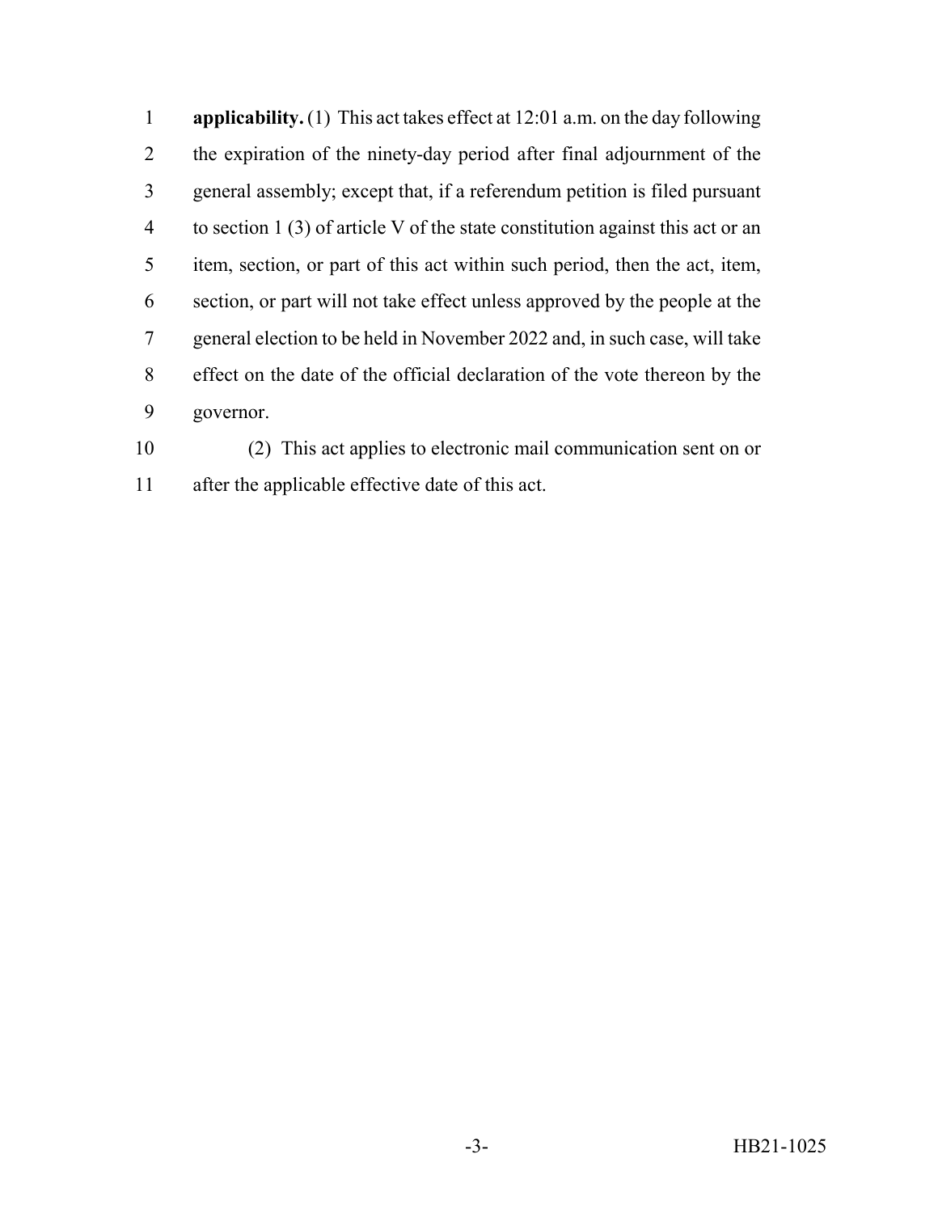**applicability.** (1) This act takes effect at 12:01 a.m. on the day following the expiration of the ninety-day period after final adjournment of the general assembly; except that, if a referendum petition is filed pursuant to section 1 (3) of article V of the state constitution against this act or an item, section, or part of this act within such period, then the act, item, section, or part will not take effect unless approved by the people at the general election to be held in November 2022 and, in such case, will take effect on the date of the official declaration of the vote thereon by the governor.

(2) This act applies to electronic mail communication sent on or after the applicable effective date of this act.